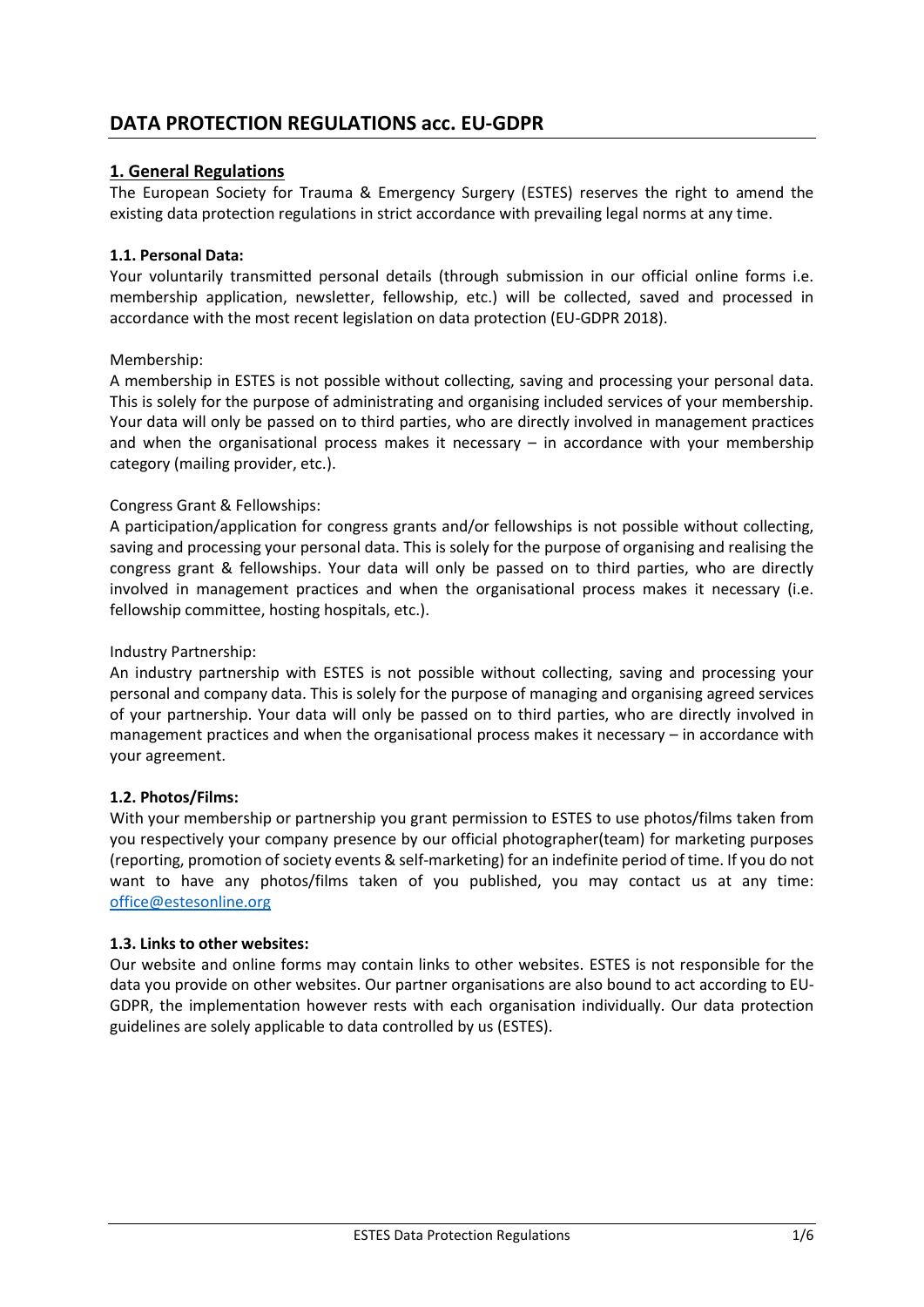# DATA PROTECTION REGULATIONS acc. EU-GDPR

## 1. General Regulations

The European Society for Trauma & Emergency Surgery (ESTES) reserves the right to amend the existing data protection regulations in strict accordance with prevailing legal norms at any time.

### 1.1. Personal Data:

Your voluntarily transmitted personal details (through submission in our official online forms i.e. membership application, newsletter, fellowship, etc.) will be collected, saved and processed in accordance with the most recent legislation on data protection (EU-GDPR 2018).

Membership:
A membership in ESTES is not possible without collecting, saving and processing your personal data. This is solely for the purpose of administrating and organising included services of your membership. Your data will only be passed on to third parties, who are directly involved in management practices and when the organisational process makes it necessary – in accordance with your membership category (mailing provider, etc.).

Congress Grant & Fellowships:
A participation/application for congress grants and/or fellowships is not possible without collecting, saving and processing your personal data. This is solely for the purpose of organising and realising the congress grant & fellowships. Your data will only be passed on to third parties, who are directly involved in management practices and when the organisational process makes it necessary (i.e. fellowship committee, hosting hospitals, etc.).

Industry Partnership:
An industry partnership with ESTES is not possible without collecting, saving and processing your personal and company data. This is solely for the purpose of managing and organising agreed services of your partnership. Your data will only be passed on to third parties, who are directly involved in management practices and when the organisational process makes it necessary – in accordance with your agreement.

### 1.2. Photos/Films:

With your membership or partnership you grant permission to ESTES to use photos/films taken from you respectively your company presence by our official photographer(team) for marketing purposes (reporting, promotion of society events & self-marketing) for an indefinite period of time. If you do not want to have any photos/films taken of you published, you may contact us at any time: office@estesonline.org

### 1.3. Links to other websites:

Our website and online forms may contain links to other websites. ESTES is not responsible for the data you provide on other websites. Our partner organisations are also bound to act according to EU-GDPR, the implementation however rests with each organisation individually. Our data protection guidelines are solely applicable to data controlled by us (ESTES).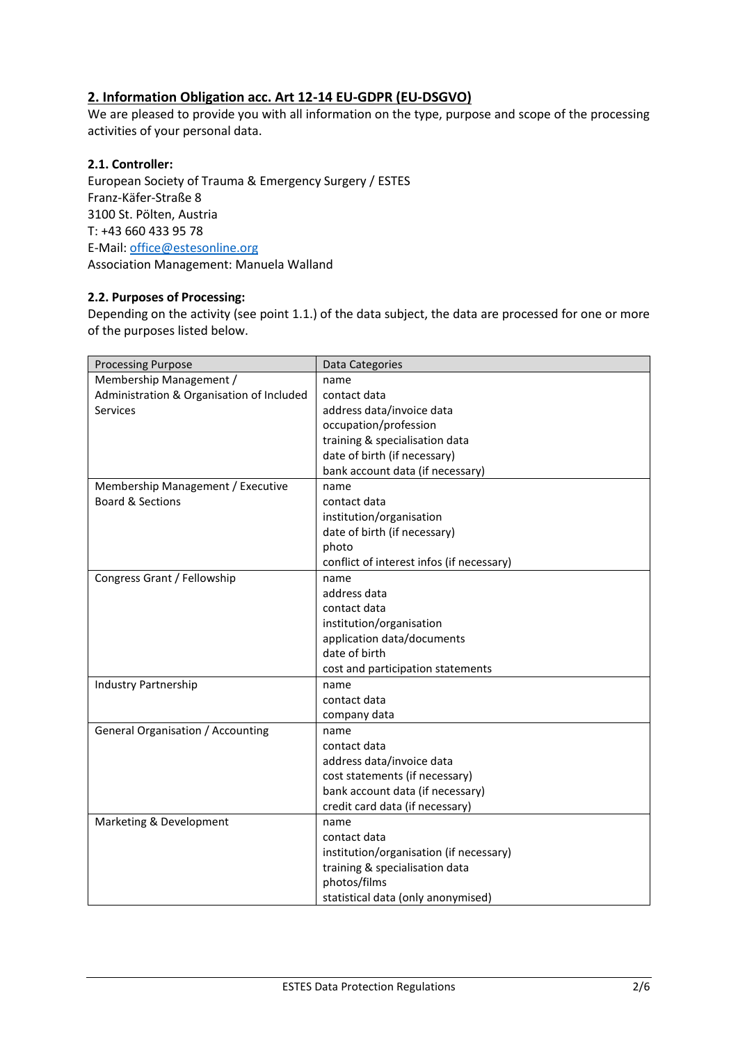## 2. Information Obligation acc. Art 12-14 EU-GDPR (EU-DSGVO)

We are pleased to provide you with all information on the type, purpose and scope of the processing activities of your personal data.

### 2.1. Controller:

European Society of Trauma & Emergency Surgery / ESTES
Franz-Käfer-Straße 8
3100 St. Pölten, Austria
T: +43 660 433 95 78
E-Mail: office@estesonline.org
Association Management: Manuela Walland

### 2.2. Purposes of Processing:

Depending on the activity (see point 1.1.) of the data subject, the data are processed for one or more of the purposes listed below.

| Processing Purpose | Data Categories |
|---|---|
| Membership Management / Administration & Organisation of Included Services | name<br>contact data<br>address data/invoice data<br>occupation/profession<br>training & specialisation data<br>date of birth (if necessary)<br>bank account data (if necessary) |
| Membership Management / Executive Board & Sections | name<br>contact data<br>institution/organisation<br>date of birth (if necessary)<br>photo<br>conflict of interest infos (if necessary) |
| Congress Grant / Fellowship | name<br>address data<br>contact data<br>institution/organisation<br>application data/documents<br>date of birth<br>cost and participation statements |
| Industry Partnership | name<br>contact data<br>company data |
| General Organisation / Accounting | name<br>contact data<br>address data/invoice data<br>cost statements (if necessary)<br>bank account data (if necessary)<br>credit card data (if necessary) |
| Marketing & Development | name<br>contact data<br>institution/organisation (if necessary)<br>training & specialisation data<br>photos/films<br>statistical data (only anonymised) |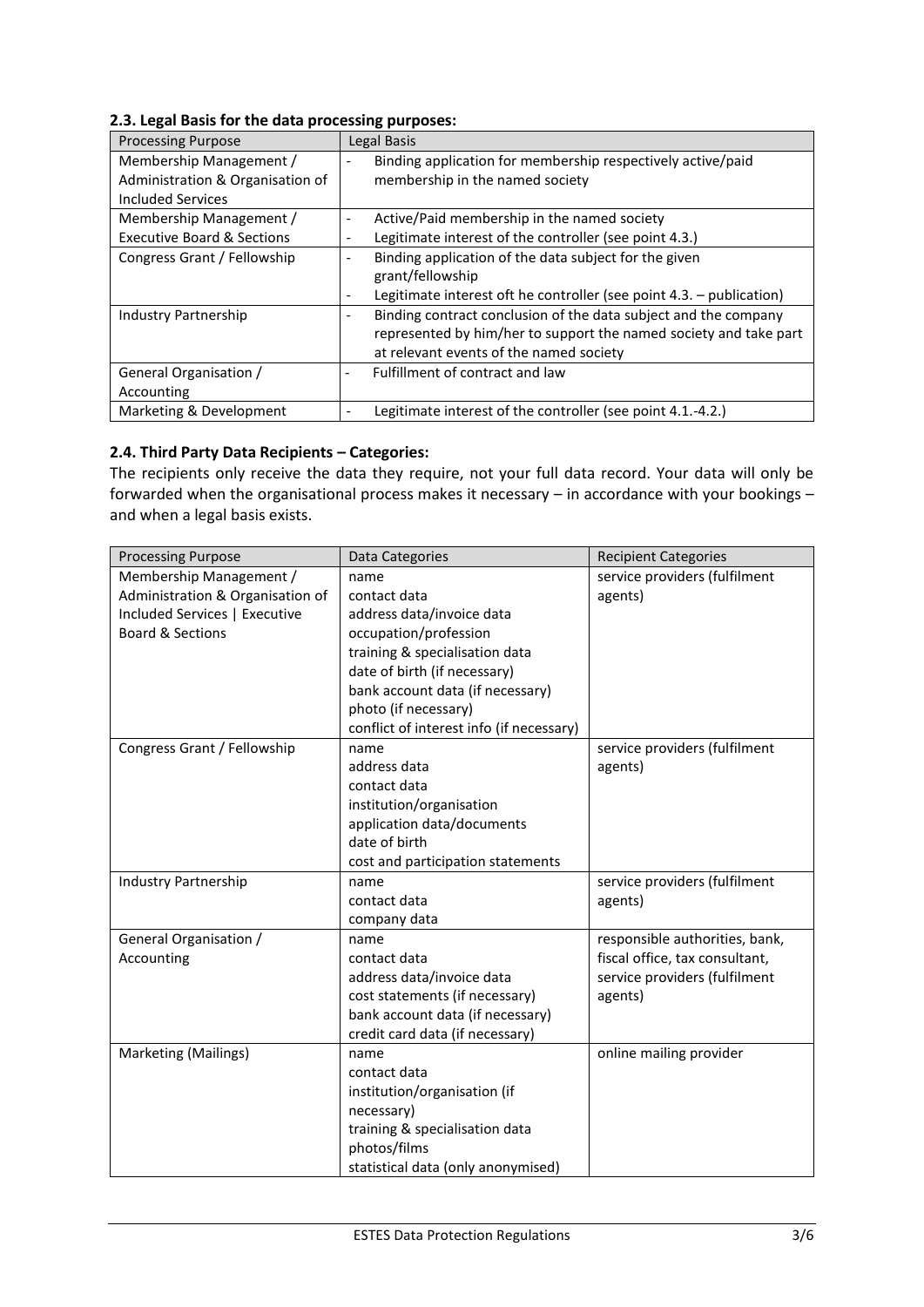### 2.3. Legal Basis for the data processing purposes:

| Processing Purpose | Legal Basis |
|---|---|
| Membership Management / Administration & Organisation of Included Services | - Binding application for membership respectively active/paid membership in the named society |
| Membership Management / Executive Board & Sections | - Active/Paid membership in the named society<br>- Legitimate interest of the controller (see point 4.3.) |
| Congress Grant / Fellowship | - Binding application of the data subject for the given grant/fellowship<br>- Legitimate interest oft he controller (see point 4.3. – publication) |
| Industry Partnership | - Binding contract conclusion of the data subject and the company represented by him/her to support the named society and take part at relevant events of the named society |
| General Organisation / Accounting | - Fulfillment of contract and law |
| Marketing & Development | - Legitimate interest of the controller (see point 4.1.-4.2.) |

### 2.4. Third Party Data Recipients – Categories:

The recipients only receive the data they require, not your full data record. Your data will only be forwarded when the organisational process makes it necessary – in accordance with your bookings – and when a legal basis exists.

| Processing Purpose | Data Categories | Recipient Categories |
|---|---|---|
| Membership Management / Administration & Organisation of Included Services \| Executive Board & Sections | name<br>contact data<br>address data/invoice data<br>occupation/profession<br>training & specialisation data<br>date of birth (if necessary)<br>bank account data (if necessary)<br>photo (if necessary)<br>conflict of interest info (if necessary) | service providers (fulfilment agents) |
| Congress Grant / Fellowship | name<br>address data<br>contact data<br>institution/organisation<br>application data/documents<br>date of birth<br>cost and participation statements | service providers (fulfilment agents) |
| Industry Partnership | name<br>contact data<br>company data | service providers (fulfilment agents) |
| General Organisation / Accounting | name<br>contact data<br>address data/invoice data<br>cost statements (if necessary)<br>bank account data (if necessary)<br>credit card data (if necessary) | responsible authorities, bank, fiscal office, tax consultant, service providers (fulfilment agents) |
| Marketing (Mailings) | name<br>contact data<br>institution/organisation (if necessary)<br>training & specialisation data<br>photos/films<br>statistical data (only anonymised) | online mailing provider |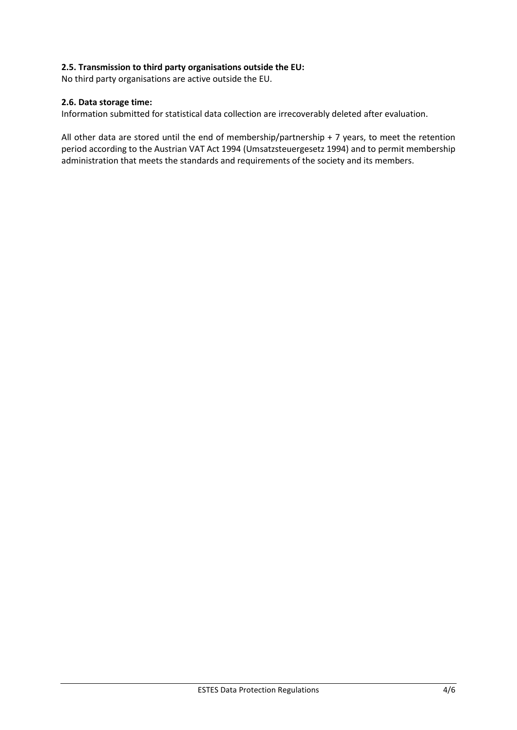**2.5. Transmission to third party organisations outside the EU:**

No third party organisations are active outside the EU.

**2.6. Data storage time:**

Information submitted for statistical data collection are irrecoverably deleted after evaluation.

All other data are stored until the end of membership/partnership + 7 years, to meet the retention period according to the Austrian VAT Act 1994 (Umsatzsteuergesetz 1994) and to permit membership administration that meets the standards and requirements of the society and its members.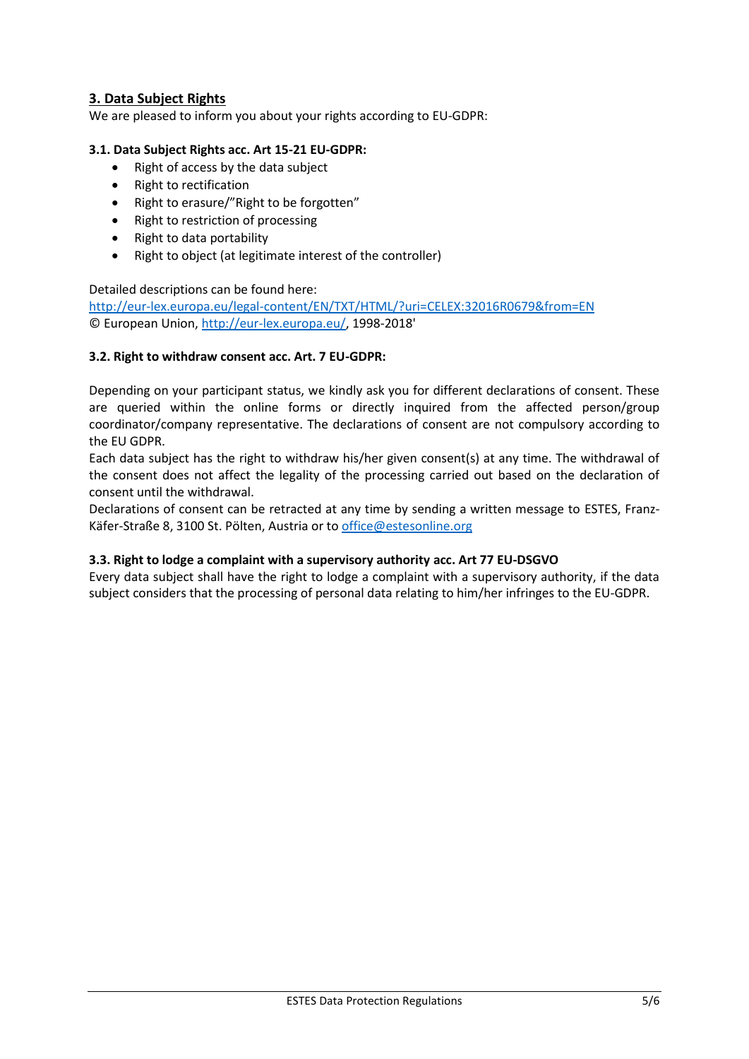## 3. Data Subject Rights

We are pleased to inform you about your rights according to EU-GDPR:

### 3.1. Data Subject Rights acc. Art 15-21 EU-GDPR:

- Right of access by the data subject
- Right to rectification
- Right to erasure/"Right to be forgotten"
- Right to restriction of processing
- Right to data portability
- Right to object (at legitimate interest of the controller)

Detailed descriptions can be found here:
http://eur-lex.europa.eu/legal-content/EN/TXT/HTML/?uri=CELEX:32016R0679&from=EN
© European Union, http://eur-lex.europa.eu/, 1998-2018'

### 3.2. Right to withdraw consent acc. Art. 7 EU-GDPR:

Depending on your participant status, we kindly ask you for different declarations of consent. These are queried within the online forms or directly inquired from the affected person/group coordinator/company representative. The declarations of consent are not compulsory according to the EU GDPR.

Each data subject has the right to withdraw his/her given consent(s) at any time. The withdrawal of the consent does not affect the legality of the processing carried out based on the declaration of consent until the withdrawal.

Declarations of consent can be retracted at any time by sending a written message to ESTES, Franz-Käfer-Straße 8, 3100 St. Pölten, Austria or to office@estesonline.org

### 3.3. Right to lodge a complaint with a supervisory authority acc. Art 77 EU-DSGVO

Every data subject shall have the right to lodge a complaint with a supervisory authority, if the data subject considers that the processing of personal data relating to him/her infringes to the EU-GDPR.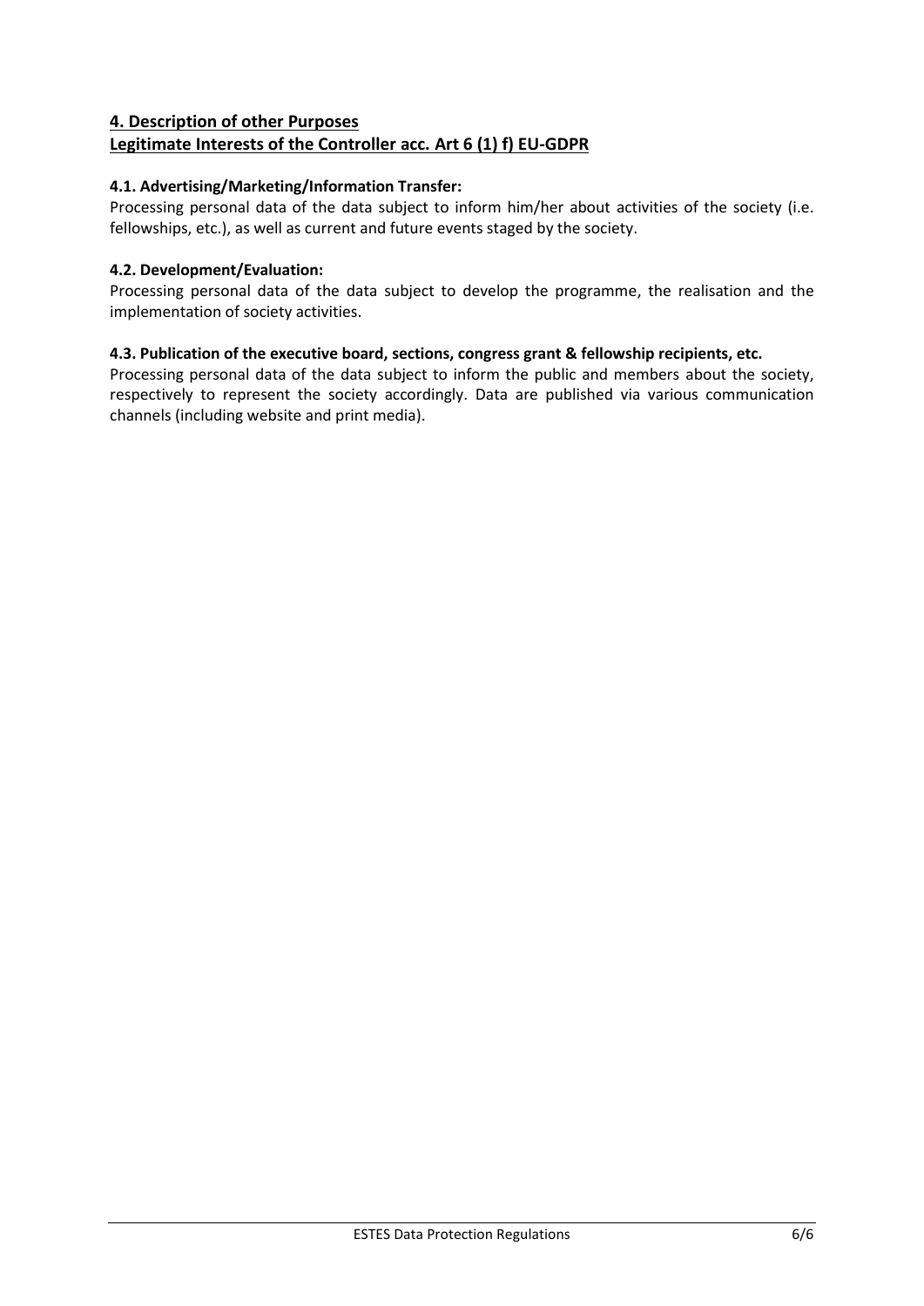## 4. Description of other Purposes

## Legitimate Interests of the Controller acc. Art 6 (1) f) EU-GDPR

### 4.1. Advertising/Marketing/Information Transfer:

Processing personal data of the data subject to inform him/her about activities of the society (i.e. fellowships, etc.), as well as current and future events staged by the society.

### 4.2. Development/Evaluation:

Processing personal data of the data subject to develop the programme, the realisation and the implementation of society activities.

### 4.3. Publication of the executive board, sections, congress grant & fellowship recipients, etc.

Processing personal data of the data subject to inform the public and members about the society, respectively to represent the society accordingly. Data are published via various communication channels (including website and print media).